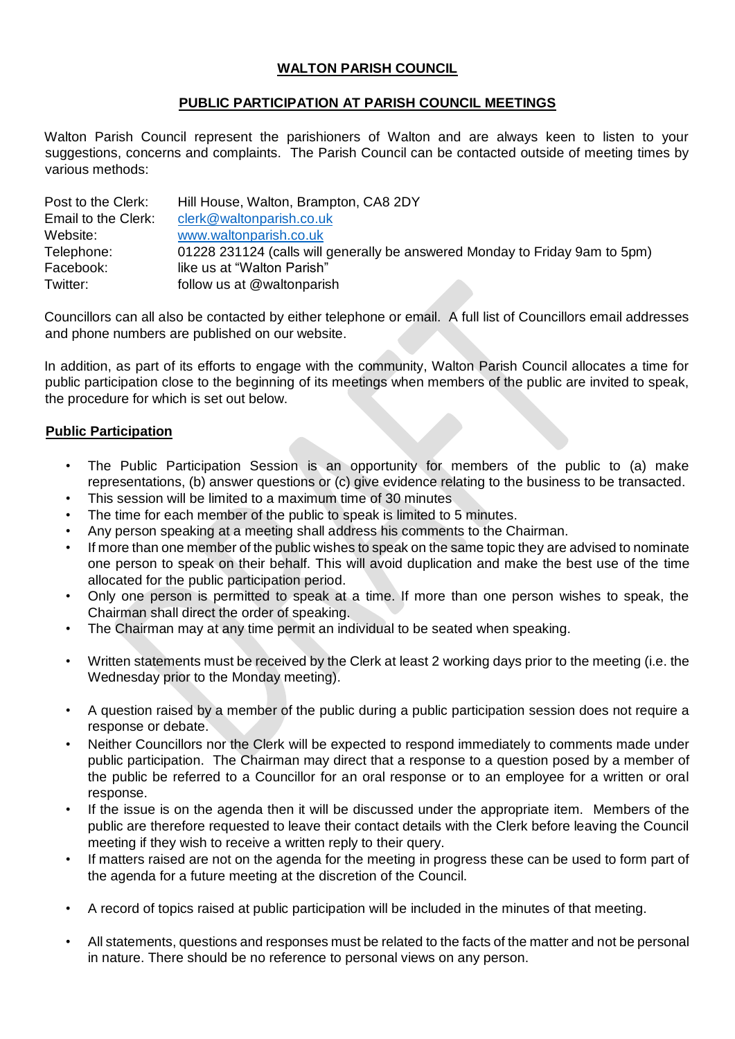# WALTON PARISH COUNCIL

## PUBLIC PARTICIPATION AT PARISH COUNCIL MEETINGS

Walton Parish Council represent the parishioners of Walton and are always keen to listen to your suggestions, concerns and complaints. The Parish Council can be contacted outside of meeting times by various methods:

| | |
|---|---|
| Post to the Clerk: | Hill House, Walton, Brampton, CA8 2DY |
| Email to the Clerk: | clerk@waltonparish.co.uk |
| Website: | www.waltonparish.co.uk |
| Telephone: | 01228 231124 (calls will generally be answered Monday to Friday 9am to 5pm) |
| Facebook: | like us at "Walton Parish" |
| Twitter: | follow us at @waltonparish |

Councillors can all also be contacted by either telephone or email. A full list of Councillors email addresses and phone numbers are published on our website.

In addition, as part of its efforts to engage with the community, Walton Parish Council allocates a time for public participation close to the beginning of its meetings when members of the public are invited to speak, the procedure for which is set out below.

### Public Participation

- The Public Participation Session is an opportunity for members of the public to (a) make representations, (b) answer questions or (c) give evidence relating to the business to be transacted.
- This session will be limited to a maximum time of 30 minutes
- The time for each member of the public to speak is limited to 5 minutes.
- Any person speaking at a meeting shall address his comments to the Chairman.
- If more than one member of the public wishes to speak on the same topic they are advised to nominate one person to speak on their behalf. This will avoid duplication and make the best use of the time allocated for the public participation period.
- Only one person is permitted to speak at a time. If more than one person wishes to speak, the Chairman shall direct the order of speaking.
- The Chairman may at any time permit an individual to be seated when speaking.
- Written statements must be received by the Clerk at least 2 working days prior to the meeting (i.e. the Wednesday prior to the Monday meeting).
- A question raised by a member of the public during a public participation session does not require a response or debate.
- Neither Councillors nor the Clerk will be expected to respond immediately to comments made under public participation. The Chairman may direct that a response to a question posed by a member of the public be referred to a Councillor for an oral response or to an employee for a written or oral response.
- If the issue is on the agenda then it will be discussed under the appropriate item. Members of the public are therefore requested to leave their contact details with the Clerk before leaving the Council meeting if they wish to receive a written reply to their query.
- If matters raised are not on the agenda for the meeting in progress these can be used to form part of the agenda for a future meeting at the discretion of the Council.
- A record of topics raised at public participation will be included in the minutes of that meeting.
- All statements, questions and responses must be related to the facts of the matter and not be personal in nature. There should be no reference to personal views on any person.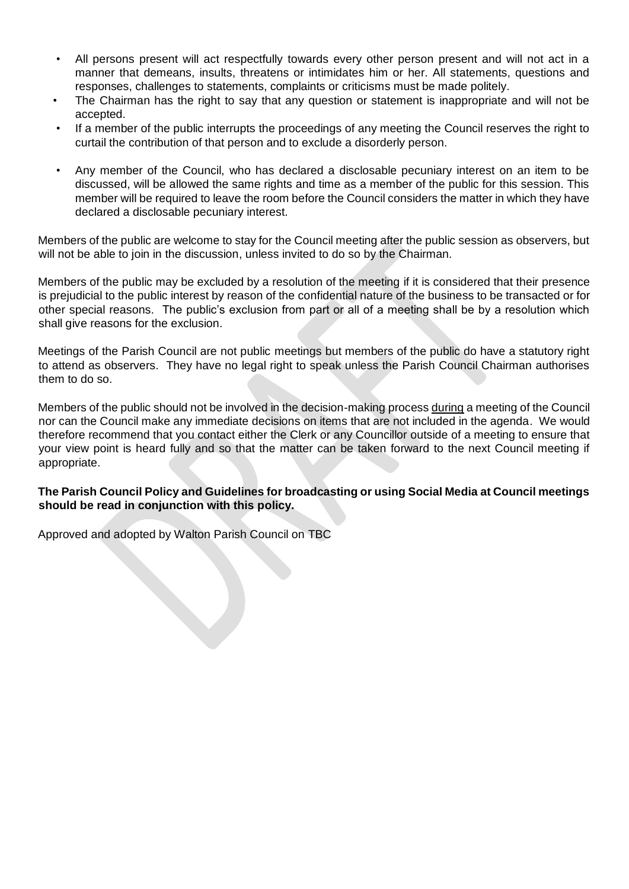- All persons present will act respectfully towards every other person present and will not act in a manner that demeans, insults, threatens or intimidates him or her. All statements, questions and responses, challenges to statements, complaints or criticisms must be made politely.
- The Chairman has the right to say that any question or statement is inappropriate and will not be accepted.
- If a member of the public interrupts the proceedings of any meeting the Council reserves the right to curtail the contribution of that person and to exclude a disorderly person.
- Any member of the Council, who has declared a disclosable pecuniary interest on an item to be discussed, will be allowed the same rights and time as a member of the public for this session. This member will be required to leave the room before the Council considers the matter in which they have declared a disclosable pecuniary interest.

Members of the public are welcome to stay for the Council meeting after the public session as observers, but will not be able to join in the discussion, unless invited to do so by the Chairman.

Members of the public may be excluded by a resolution of the meeting if it is considered that their presence is prejudicial to the public interest by reason of the confidential nature of the business to be transacted or for other special reasons. The public's exclusion from part or all of a meeting shall be by a resolution which shall give reasons for the exclusion.

Meetings of the Parish Council are not public meetings but members of the public do have a statutory right to attend as observers. They have no legal right to speak unless the Parish Council Chairman authorises them to do so.

Members of the public should not be involved in the decision-making process <u>during</u> a meeting of the Council nor can the Council make any immediate decisions on items that are not included in the agenda. We would therefore recommend that you contact either the Clerk or any Councillor outside of a meeting to ensure that your view point is heard fully and so that the matter can be taken forward to the next Council meeting if appropriate.

**The Parish Council Policy and Guidelines for broadcasting or using Social Media at Council meetings should be read in conjunction with this policy.**

Approved and adopted by Walton Parish Council on TBC